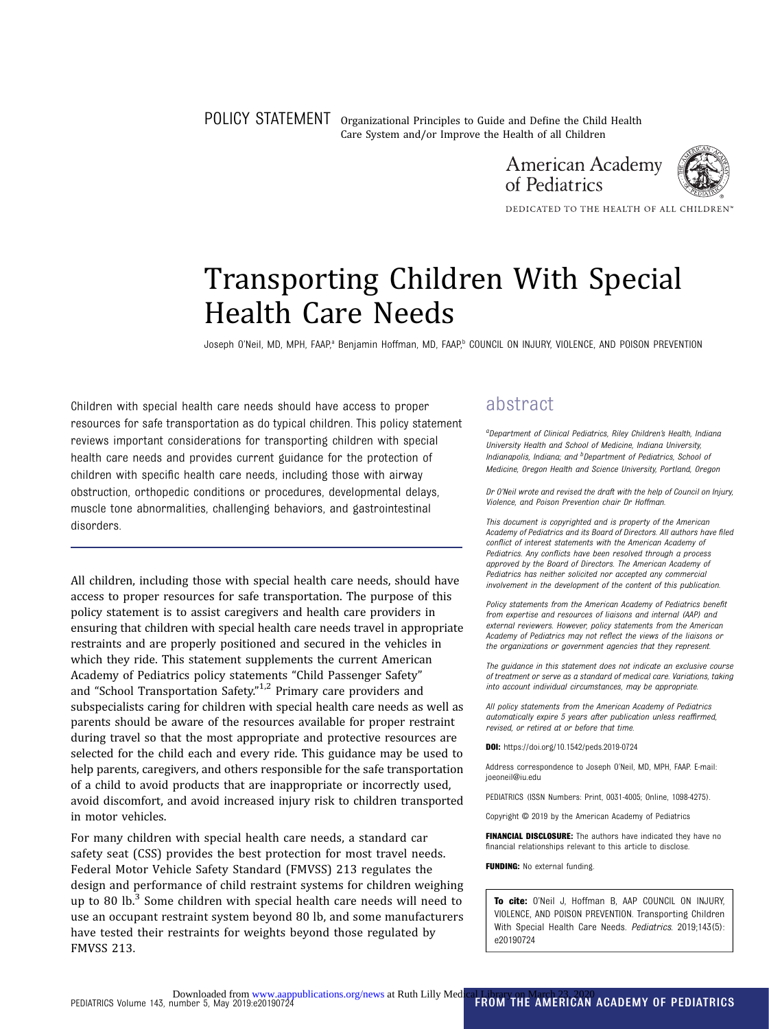POLICY STATEMENT Organizational Principles to Guide and Define the Child Health Care System and/or Improve the Health of all Children

American Academy of Pediatrics

DEDICATED TO THE HEALTH OF ALL CHILDREN™

# Transporting Children With Special Health Care Needs

Joseph O'Neil, MD, MPH, FAAP,[a] Benjamin Hoffman, MD, FAAP,[b] COUNCIL ON INJURY, VIOLENCE, AND POISON PREVENTION

## abstract

Children with special health care needs should have access to proper resources for safe transportation as do typical children. This policy statement reviews important considerations for transporting children with special health care needs and provides current guidance for the protection of children with specific health care needs, including those with airway obstruction, orthopedic conditions or procedures, developmental delays, muscle tone abnormalities, challenging behaviors, and gastrointestinal disorders.

All children, including those with special health care needs, should have access to proper resources for safe transportation. The purpose of this policy statement is to assist caregivers and health care providers in ensuring that children with special health care needs travel in appropriate restraints and are properly positioned and secured in the vehicles in which they ride. This statement supplements the current American Academy of Pediatrics policy statements "Child Passenger Safety" and "School Transportation Safety."[1,2] Primary care providers and subspecialists caring for children with special health care needs as well as parents should be aware of the resources available for proper restraint during travel so that the most appropriate and protective resources are selected for the child each and every ride. This guidance may be used to help parents, caregivers, and others responsible for the safe transportation of a child to avoid products that are inappropriate or incorrectly used, avoid discomfort, and avoid increased injury risk to children transported in motor vehicles.

For many children with special health care needs, a standard car safety seat (CSS) provides the best protection for most travel needs. Federal Motor Vehicle Safety Standard (FMVSS) 213 regulates the design and performance of child restraint systems for children weighing up to 80 lb.[3] Some children with special health care needs will need to use an occupant restraint system beyond 80 lb, and some manufacturers have tested their restraints for weights beyond those regulated by FMVSS 213.

*[a]Department of Clinical Pediatrics, Riley Children's Health, Indiana University Health and School of Medicine, Indiana University, Indianapolis, Indiana; and [b]Department of Pediatrics, School of Medicine, Oregon Health and Science University, Portland, Oregon*

*Dr O'Neil wrote and revised the draft with the help of Council on Injury, Violence, and Poison Prevention chair Dr Hoffman.*

*This document is copyrighted and is property of the American Academy of Pediatrics and its Board of Directors. All authors have filed conflict of interest statements with the American Academy of Pediatrics. Any conflicts have been resolved through a process approved by the Board of Directors. The American Academy of Pediatrics has neither solicited nor accepted any commercial involvement in the development of the content of this publication.*

*Policy statements from the American Academy of Pediatrics benefit from expertise and resources of liaisons and internal (AAP) and external reviewers. However, policy statements from the American Academy of Pediatrics may not reflect the views of the liaisons or the organizations or government agencies that they represent.*

*The guidance in this statement does not indicate an exclusive course of treatment or serve as a standard of medical care. Variations, taking into account individual circumstances, may be appropriate.*

*All policy statements from the American Academy of Pediatrics automatically expire 5 years after publication unless reaffirmed, revised, or retired at or before that time.*

**DOI:** https://doi.org/10.1542/peds.2019-0724

Address correspondence to Joseph O'Neil, MD, MPH, FAAP. E-mail: joeoneil@iu.edu

PEDIATRICS (ISSN Numbers: Print, 0031-4005; Online, 1098-4275).

Copyright © 2019 by the American Academy of Pediatrics

**FINANCIAL DISCLOSURE:** The authors have indicated they have no financial relationships relevant to this article to disclose.

**FUNDING:** No external funding.

**To cite:** O'Neil J, Hoffman B, AAP COUNCIL ON INJURY, VIOLENCE, AND POISON PREVENTION. Transporting Children With Special Health Care Needs. *Pediatrics.* 2019;143(5):e20190724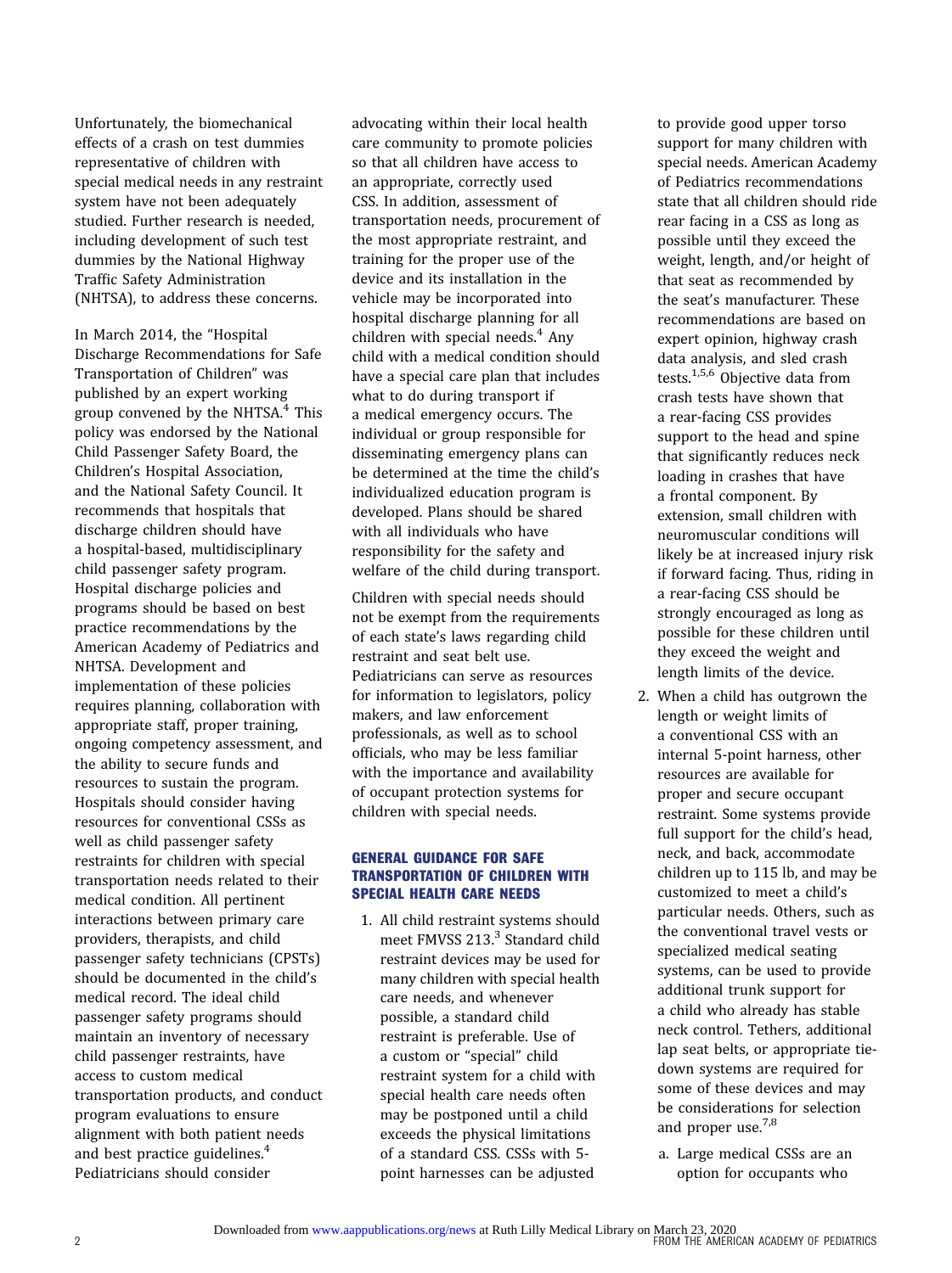Unfortunately, the biomechanical effects of a crash on test dummies representative of children with special medical needs in any restraint system have not been adequately studied. Further research is needed, including development of such test dummies by the National Highway Traffic Safety Administration (NHTSA), to address these concerns.

In March 2014, the "Hospital Discharge Recommendations for Safe Transportation of Children" was published by an expert working group convened by the NHTSA.[4] This policy was endorsed by the National Child Passenger Safety Board, the Children's Hospital Association, and the National Safety Council. It recommends that hospitals that discharge children should have a hospital-based, multidisciplinary child passenger safety program. Hospital discharge policies and programs should be based on best practice recommendations by the American Academy of Pediatrics and NHTSA. Development and implementation of these policies requires planning, collaboration with appropriate staff, proper training, ongoing competency assessment, and the ability to secure funds and resources to sustain the program. Hospitals should consider having resources for conventional CSSs as well as child passenger safety restraints for children with special transportation needs related to their medical condition. All pertinent interactions between primary care providers, therapists, and child passenger safety technicians (CPSTs) should be documented in the child's medical record. The ideal child passenger safety programs should maintain an inventory of necessary child passenger restraints, have access to custom medical transportation products, and conduct program evaluations to ensure alignment with both patient needs and best practice guidelines.[4] Pediatricians should consider advocating within their local health care community to promote policies so that all children have access to an appropriate, correctly used CSS. In addition, assessment of transportation needs, procurement of the most appropriate restraint, and training for the proper use of the device and its installation in the vehicle may be incorporated into hospital discharge planning for all children with special needs.[4] Any child with a medical condition should have a special care plan that includes what to do during transport if a medical emergency occurs. The individual or group responsible for disseminating emergency plans can be determined at the time the child's individualized education program is developed. Plans should be shared with all individuals who have responsibility for the safety and welfare of the child during transport.

Children with special needs should not be exempt from the requirements of each state's laws regarding child restraint and seat belt use. Pediatricians can serve as resources for information to legislators, policy makers, and law enforcement professionals, as well as to school officials, who may be less familiar with the importance and availability of occupant protection systems for children with special needs.

## GENERAL GUIDANCE FOR SAFE TRANSPORTATION OF CHILDREN WITH SPECIAL HEALTH CARE NEEDS

1. All child restraint systems should meet FMVSS 213.[3] Standard child restraint devices may be used for many children with special health care needs, and whenever possible, a standard child restraint is preferable. Use of a custom or "special" child restraint system for a child with special health care needs often may be postponed until a child exceeds the physical limitations of a standard CSS. CSSs with 5-point harnesses can be adjusted to provide good upper torso support for many children with special needs. American Academy of Pediatrics recommendations state that all children should ride rear facing in a CSS as long as possible until they exceed the weight, length, and/or height of that seat as recommended by the seat's manufacturer. These recommendations are based on expert opinion, highway crash data analysis, and sled crash tests.[1,5,6] Objective data from crash tests have shown that a rear-facing CSS provides support to the head and spine that significantly reduces neck loading in crashes that have a frontal component. By extension, small children with neuromuscular conditions will likely be at increased injury risk if forward facing. Thus, riding in a rear-facing CSS should be strongly encouraged as long as possible for these children until they exceed the weight and length limits of the device.
2. When a child has outgrown the length or weight limits of a conventional CSS with an internal 5-point harness, other resources are available for proper and secure occupant restraint. Some systems provide full support for the child's head, neck, and back, accommodate children up to 115 lb, and may be customized to meet a child's particular needs. Others, such as the conventional travel vests or specialized medical seating systems, can be used to provide additional trunk support for a child who already has stable neck control. Tethers, additional lap seat belts, or appropriate tie-down systems are required for some of these devices and may be considerations for selection and proper use.[7,8]
   a. Large medical CSSs are an option for occupants who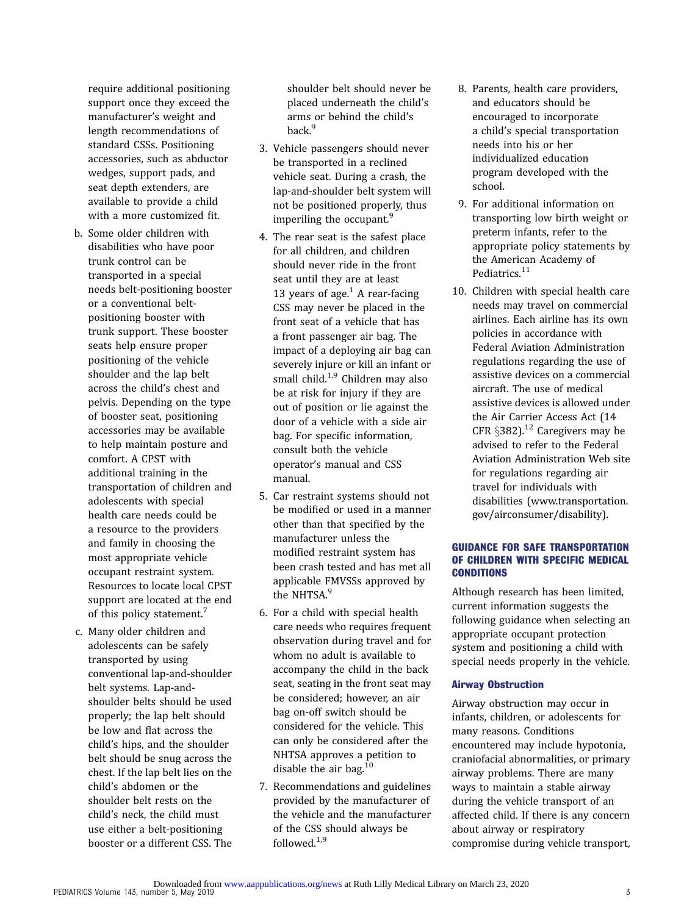require additional positioning support once they exceed the manufacturer's weight and length recommendations of standard CSSs. Positioning accessories, such as abductor wedges, support pads, and seat depth extenders, are available to provide a child with a more customized fit.

b. Some older children with disabilities who have poor trunk control can be transported in a special needs belt-positioning booster or a conventional belt-positioning booster with trunk support. These booster seats help ensure proper positioning of the vehicle shoulder and the lap belt across the child's chest and pelvis. Depending on the type of booster seat, positioning accessories may be available to help maintain posture and comfort. A CPST with additional training in the transportation of children and adolescents with special health care needs could be a resource to the providers and family in choosing the most appropriate vehicle occupant restraint system. Resources to locate local CPST support are located at the end of this policy statement.[7]

c. Many older children and adolescents can be safely transported by using conventional lap-and-shoulder belt systems. Lap-and-shoulder belts should be used properly; the lap belt should be low and flat across the child's hips, and the shoulder belt should be snug across the chest. If the lap belt lies on the child's abdomen or the shoulder belt rests on the child's neck, the child must use either a belt-positioning booster or a different CSS. The shoulder belt should never be placed underneath the child's arms or behind the child's back.[9]

3. Vehicle passengers should never be transported in a reclined vehicle seat. During a crash, the lap-and-shoulder belt system will not be positioned properly, thus imperiling the occupant.[9]

4. The rear seat is the safest place for all children, and children should never ride in the front seat until they are at least 13 years of age.[1] A rear-facing CSS may never be placed in the front seat of a vehicle that has a front passenger air bag. The impact of a deploying air bag can severely injure or kill an infant or small child.[1,9] Children may also be at risk for injury if they are out of position or lie against the door of a vehicle with a side air bag. For specific information, consult both the vehicle operator's manual and CSS manual.

5. Car restraint systems should not be modified or used in a manner other than that specified by the manufacturer unless the modified restraint system has been crash tested and has met all applicable FMVSSs approved by the NHTSA.[9]

6. For a child with special health care needs who requires frequent observation during travel and for whom no adult is available to accompany the child in the back seat, seating in the front seat may be considered; however, an air bag on-off switch should be considered for the vehicle. This can only be considered after the NHTSA approves a petition to disable the air bag.[10]

7. Recommendations and guidelines provided by the manufacturer of the vehicle and the manufacturer of the CSS should always be followed.[1,9]

8. Parents, health care providers, and educators should be encouraged to incorporate a child's special transportation needs into his or her individualized education program developed with the school.

9. For additional information on transporting low birth weight or preterm infants, refer to the appropriate policy statements by the American Academy of Pediatrics.[11]

10. Children with special health care needs may travel on commercial airlines. Each airline has its own policies in accordance with Federal Aviation Administration regulations regarding the use of assistive devices on a commercial aircraft. The use of medical assistive devices is allowed under the Air Carrier Access Act (14 CFR §382).[12] Caregivers may be advised to refer to the Federal Aviation Administration Web site for regulations regarding air travel for individuals with disabilities (www.transportation.gov/airconsumer/disability).

## GUIDANCE FOR SAFE TRANSPORTATION OF CHILDREN WITH SPECIFIC MEDICAL CONDITIONS

Although research has been limited, current information suggests the following guidance when selecting an appropriate occupant protection system and positioning a child with special needs properly in the vehicle.

### Airway Obstruction

Airway obstruction may occur in infants, children, or adolescents for many reasons. Conditions encountered may include hypotonia, craniofacial abnormalities, or primary airway problems. There are many ways to maintain a stable airway during the vehicle transport of an affected child. If there is any concern about airway or respiratory compromise during vehicle transport,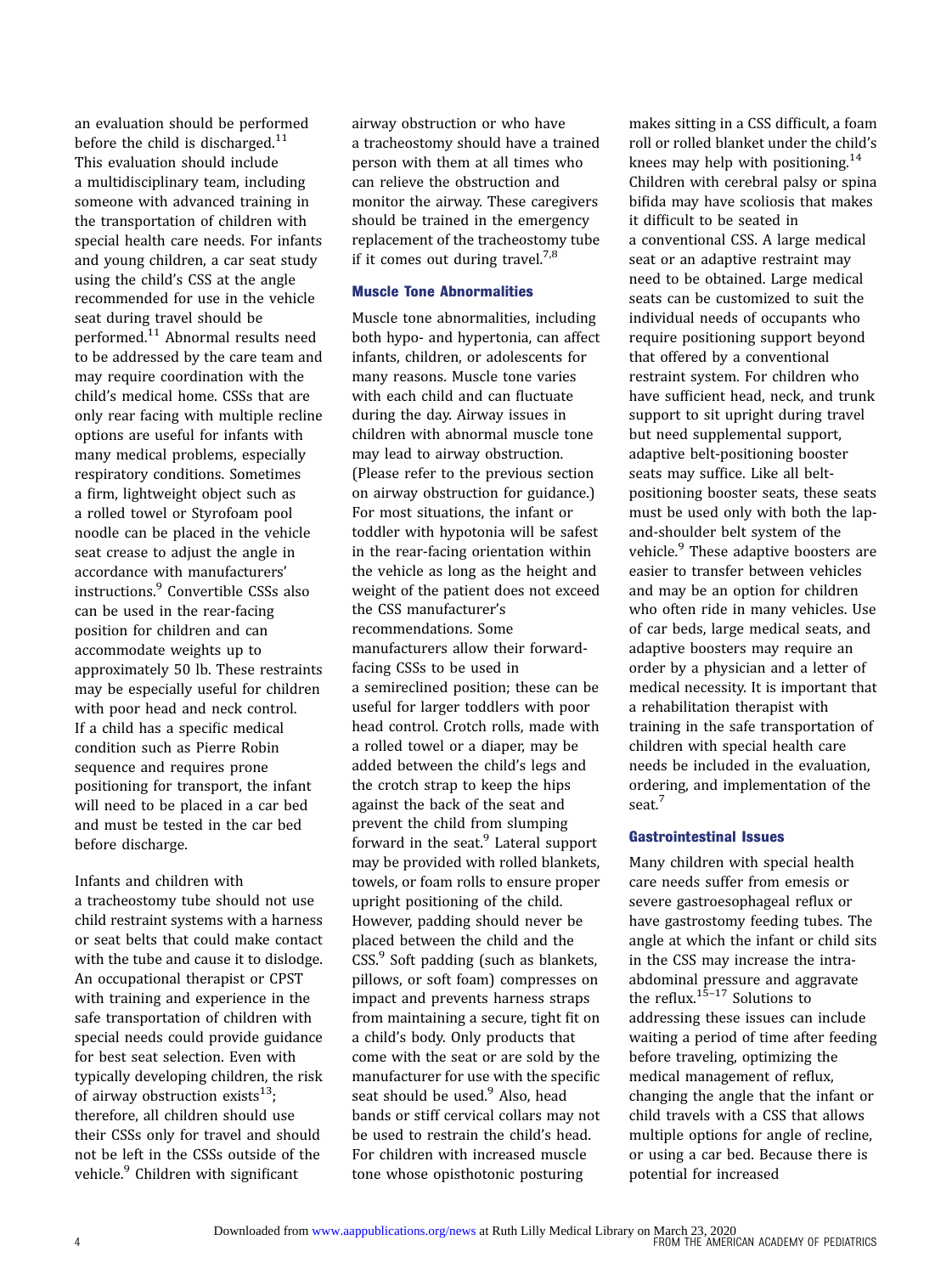an evaluation should be performed before the child is discharged.[11] This evaluation should include a multidisciplinary team, including someone with advanced training in the transportation of children with special health care needs. For infants and young children, a car seat study using the child's CSS at the angle recommended for use in the vehicle seat during travel should be performed.[11] Abnormal results need to be addressed by the care team and may require coordination with the child's medical home. CSSs that are only rear facing with multiple recline options are useful for infants with many medical problems, especially respiratory conditions. Sometimes a firm, lightweight object such as a rolled towel or Styrofoam pool noodle can be placed in the vehicle seat crease to adjust the angle in accordance with manufacturers' instructions.[9] Convertible CSSs also can be used in the rear-facing position for children and can accommodate weights up to approximately 50 lb. These restraints may be especially useful for children with poor head and neck control. If a child has a specific medical condition such as Pierre Robin sequence and requires prone positioning for transport, the infant will need to be placed in a car bed and must be tested in the car bed before discharge.

Infants and children with a tracheostomy tube should not use child restraint systems with a harness or seat belts that could make contact with the tube and cause it to dislodge. An occupational therapist or CPST with training and experience in the safe transportation of children with special needs could provide guidance for best seat selection. Even with typically developing children, the risk of airway obstruction exists[13]; therefore, all children should use their CSSs only for travel and should not be left in the CSSs outside of the vehicle.[9] Children with significant airway obstruction or who have a tracheostomy should have a trained person with them at all times who can relieve the obstruction and monitor the airway. These caregivers should be trained in the emergency replacement of the tracheostomy tube if it comes out during travel.[7,8]

### Muscle Tone Abnormalities

Muscle tone abnormalities, including both hypo- and hypertonia, can affect infants, children, or adolescents for many reasons. Muscle tone varies with each child and can fluctuate during the day. Airway issues in children with abnormal muscle tone may lead to airway obstruction. (Please refer to the previous section on airway obstruction for guidance.) For most situations, the infant or toddler with hypotonia will be safest in the rear-facing orientation within the vehicle as long as the height and weight of the patient does not exceed the CSS manufacturer's recommendations. Some manufacturers allow their forward-facing CSSs to be used in a semireclined position; these can be useful for larger toddlers with poor head control. Crotch rolls, made with a rolled towel or a diaper, may be added between the child's legs and the crotch strap to keep the hips against the back of the seat and prevent the child from slumping forward in the seat.[9] Lateral support may be provided with rolled blankets, towels, or foam rolls to ensure proper upright positioning of the child. However, padding should never be placed between the child and the CSS.[9] Soft padding (such as blankets, pillows, or soft foam) compresses on impact and prevents harness straps from maintaining a secure, tight fit on a child's body. Only products that come with the seat or are sold by the manufacturer for use with the specific seat should be used.[9] Also, head bands or stiff cervical collars may not be used to restrain the child's head. For children with increased muscle tone whose opisthotonic posturing makes sitting in a CSS difficult, a foam roll or rolled blanket under the child's knees may help with positioning.[14] Children with cerebral palsy or spina bifida may have scoliosis that makes it difficult to be seated in a conventional CSS. A large medical seat or an adaptive restraint may need to be obtained. Large medical seats can be customized to suit the individual needs of occupants who require positioning support beyond that offered by a conventional restraint system. For children who have sufficient head, neck, and trunk support to sit upright during travel but need supplemental support, adaptive belt-positioning booster seats may suffice. Like all belt-positioning booster seats, these seats must be used only with both the lap-and-shoulder belt system of the vehicle.[9] These adaptive boosters are easier to transfer between vehicles and may be an option for children who often ride in many vehicles. Use of car beds, large medical seats, and adaptive boosters may require an order by a physician and a letter of medical necessity. It is important that a rehabilitation therapist with training in the safe transportation of children with special health care needs be included in the evaluation, ordering, and implementation of the seat.[7]

### Gastrointestinal Issues

Many children with special health care needs suffer from emesis or severe gastroesophageal reflux or have gastrostomy feeding tubes. The angle at which the infant or child sits in the CSS may increase the intra-abdominal pressure and aggravate the reflux.[15–17] Solutions to addressing these issues can include waiting a period of time after feeding before traveling, optimizing the medical management of reflux, changing the angle that the infant or child travels with a CSS that allows multiple options for angle of recline, or using a car bed. Because there is potential for increased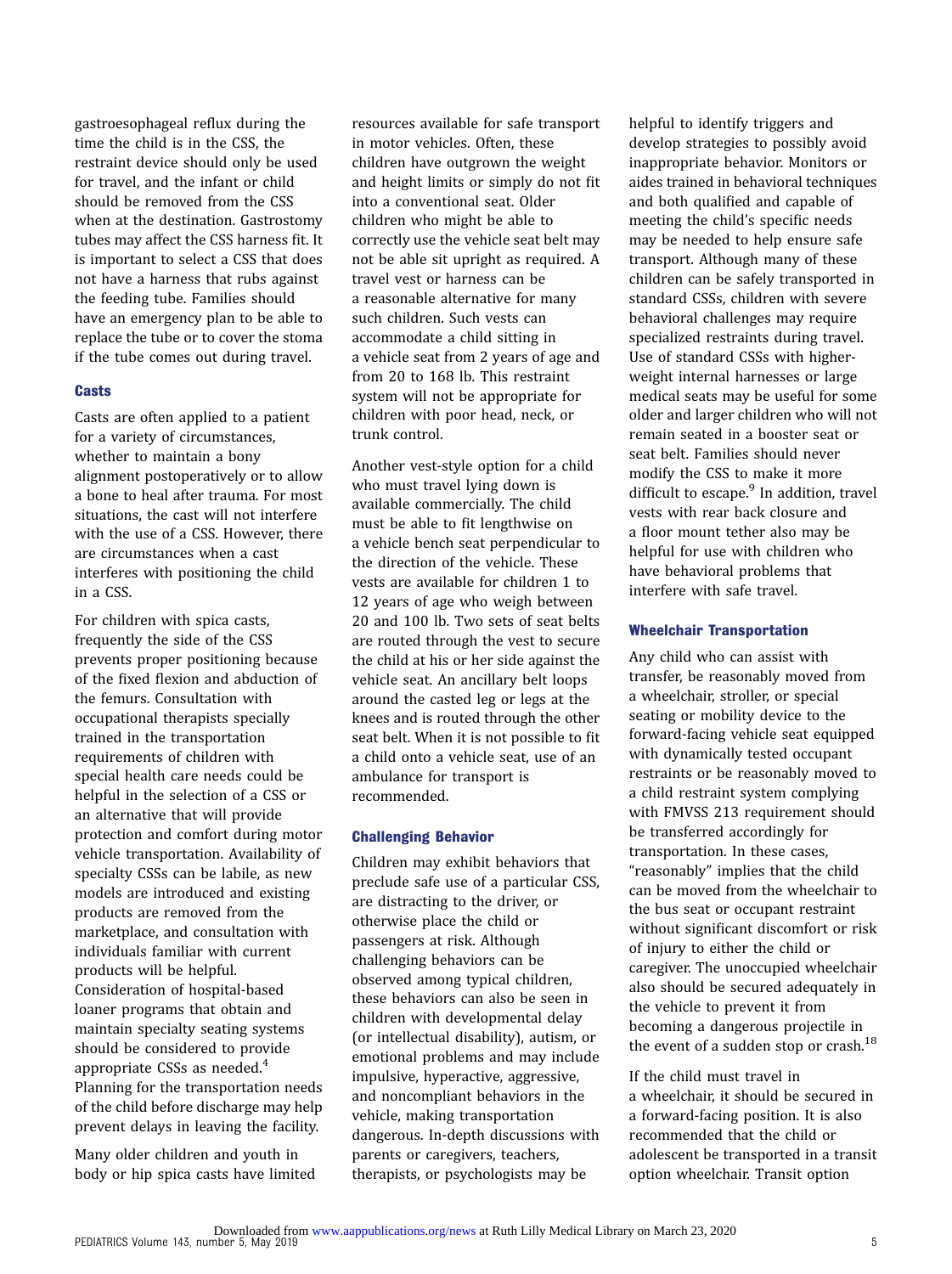gastroesophageal reflux during the time the child is in the CSS, the restraint device should only be used for travel, and the infant or child should be removed from the CSS when at the destination. Gastrostomy tubes may affect the CSS harness fit. It is important to select a CSS that does not have a harness that rubs against the feeding tube. Families should have an emergency plan to be able to replace the tube or to cover the stoma if the tube comes out during travel.

### Casts

Casts are often applied to a patient for a variety of circumstances, whether to maintain a bony alignment postoperatively or to allow a bone to heal after trauma. For most situations, the cast will not interfere with the use of a CSS. However, there are circumstances when a cast interferes with positioning the child in a CSS.

For children with spica casts, frequently the side of the CSS prevents proper positioning because of the fixed flexion and abduction of the femurs. Consultation with occupational therapists specially trained in the transportation requirements of children with special health care needs could be helpful in the selection of a CSS or an alternative that will provide protection and comfort during motor vehicle transportation. Availability of specialty CSSs can be labile, as new models are introduced and existing products are removed from the marketplace, and consultation with individuals familiar with current products will be helpful. Consideration of hospital-based loaner programs that obtain and maintain specialty seating systems should be considered to provide appropriate CSSs as needed.[4] Planning for the transportation needs of the child before discharge may help prevent delays in leaving the facility.

Many older children and youth in body or hip spica casts have limited resources available for safe transport in motor vehicles. Often, these children have outgrown the weight and height limits or simply do not fit into a conventional seat. Older children who might be able to correctly use the vehicle seat belt may not be able sit upright as required. A travel vest or harness can be a reasonable alternative for many such children. Such vests can accommodate a child sitting in a vehicle seat from 2 years of age and from 20 to 168 lb. This restraint system will not be appropriate for children with poor head, neck, or trunk control.

Another vest-style option for a child who must travel lying down is available commercially. The child must be able to fit lengthwise on a vehicle bench seat perpendicular to the direction of the vehicle. These vests are available for children 1 to 12 years of age who weigh between 20 and 100 lb. Two sets of seat belts are routed through the vest to secure the child at his or her side against the vehicle seat. An ancillary belt loops around the casted leg or legs at the knees and is routed through the other seat belt. When it is not possible to fit a child onto a vehicle seat, use of an ambulance for transport is recommended.

### Challenging Behavior

Children may exhibit behaviors that preclude safe use of a particular CSS, are distracting to the driver, or otherwise place the child or passengers at risk. Although challenging behaviors can be observed among typical children, these behaviors can also be seen in children with developmental delay (or intellectual disability), autism, or emotional problems and may include impulsive, hyperactive, aggressive, and noncompliant behaviors in the vehicle, making transportation dangerous. In-depth discussions with parents or caregivers, teachers, therapists, or psychologists may be helpful to identify triggers and develop strategies to possibly avoid inappropriate behavior. Monitors or aides trained in behavioral techniques and both qualified and capable of meeting the child's specific needs may be needed to help ensure safe transport. Although many of these children can be safely transported in standard CSSs, children with severe behavioral challenges may require specialized restraints during travel. Use of standard CSSs with higher-weight internal harnesses or large medical seats may be useful for some older and larger children who will not remain seated in a booster seat or seat belt. Families should never modify the CSS to make it more difficult to escape.[9] In addition, travel vests with rear back closure and a floor mount tether also may be helpful for use with children who have behavioral problems that interfere with safe travel.

### Wheelchair Transportation

Any child who can assist with transfer, be reasonably moved from a wheelchair, stroller, or special seating or mobility device to the forward-facing vehicle seat equipped with dynamically tested occupant restraints or be reasonably moved to a child restraint system complying with FMVSS 213 requirement should be transferred accordingly for transportation. In these cases, "reasonably" implies that the child can be moved from the wheelchair to the bus seat or occupant restraint without significant discomfort or risk of injury to either the child or caregiver. The unoccupied wheelchair also should be secured adequately in the vehicle to prevent it from becoming a dangerous projectile in the event of a sudden stop or crash.[18]

If the child must travel in a wheelchair, it should be secured in a forward-facing position. It is also recommended that the child or adolescent be transported in a transit option wheelchair. Transit option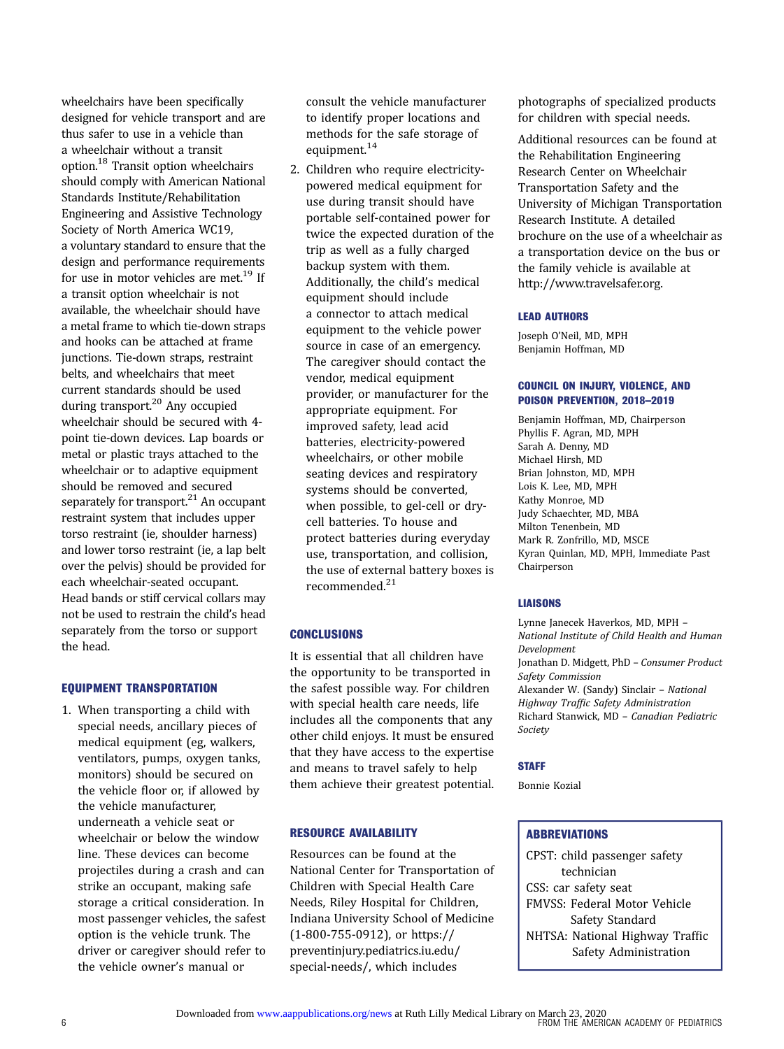wheelchairs have been specifically designed for vehicle transport and are thus safer to use in a vehicle than a wheelchair without a transit option.[18] Transit option wheelchairs should comply with American National Standards Institute/Rehabilitation Engineering and Assistive Technology Society of North America WC19, a voluntary standard to ensure that the design and performance requirements for use in motor vehicles are met.[19] If a transit option wheelchair is not available, the wheelchair should have a metal frame to which tie-down straps and hooks can be attached at frame junctions. Tie-down straps, restraint belts, and wheelchairs that meet current standards should be used during transport.[20] Any occupied wheelchair should be secured with 4-point tie-down devices. Lap boards or metal or plastic trays attached to the wheelchair or to adaptive equipment should be removed and secured separately for transport.[21] An occupant restraint system that includes upper torso restraint (ie, shoulder harness) and lower torso restraint (ie, a lap belt over the pelvis) should be provided for each wheelchair-seated occupant. Head bands or stiff cervical collars may not be used to restrain the child's head separately from the torso or support the head.

## EQUIPMENT TRANSPORTATION

1. When transporting a child with special needs, ancillary pieces of medical equipment (eg, walkers, ventilators, pumps, oxygen tanks, monitors) should be secured on the vehicle floor or, if allowed by the vehicle manufacturer, underneath a vehicle seat or wheelchair or below the window line. These devices can become projectiles during a crash and can strike an occupant, making safe storage a critical consideration. In most passenger vehicles, the safest option is the vehicle trunk. The driver or caregiver should refer to the vehicle owner's manual or consult the vehicle manufacturer to identify proper locations and methods for the safe storage of equipment.[14]
2. Children who require electricity-powered medical equipment for use during transit should have portable self-contained power for twice the expected duration of the trip as well as a fully charged backup system with them. Additionally, the child's medical equipment should include a connector to attach medical equipment to the vehicle power source in case of an emergency. The caregiver should contact the vendor, medical equipment provider, or manufacturer for the appropriate equipment. For improved safety, lead acid batteries, electricity-powered wheelchairs, or other mobile seating devices and respiratory systems should be converted, when possible, to gel-cell or dry-cell batteries. To house and protect batteries during everyday use, transportation, and collision, the use of external battery boxes is recommended.[21]

## CONCLUSIONS

It is essential that all children have the opportunity to be transported in the safest possible way. For children with special health care needs, life includes all the components that any other child enjoys. It must be ensured that they have access to the expertise and means to travel safely to help them achieve their greatest potential.

## RESOURCE AVAILABILITY

Resources can be found at the National Center for Transportation of Children with Special Health Care Needs, Riley Hospital for Children, Indiana University School of Medicine (1-800-755-0912), or https://preventinjury.pediatrics.iu.edu/special-needs/, which includes photographs of specialized products for children with special needs.

Additional resources can be found at the Rehabilitation Engineering Research Center on Wheelchair Transportation Safety and the University of Michigan Transportation Research Institute. A detailed brochure on the use of a wheelchair as a transportation device on the bus or the family vehicle is available at http://www.travelsafer.org.

## LEAD AUTHORS

Joseph O'Neil, MD, MPH
Benjamin Hoffman, MD

## COUNCIL ON INJURY, VIOLENCE, AND POISON PREVENTION, 2018–2019

Benjamin Hoffman, MD, Chairperson
Phyllis F. Agran, MD, MPH
Sarah A. Denny, MD
Michael Hirsh, MD
Brian Johnston, MD, MPH
Lois K. Lee, MD, MPH
Kathy Monroe, MD
Judy Schaechter, MD, MBA
Milton Tenenbein, MD
Mark R. Zonfrillo, MD, MSCE
Kyran Quinlan, MD, MPH, Immediate Past Chairperson

## LIAISONS

Lynne Janecek Haverkos, MD, MPH – *National Institute of Child Health and Human Development*
Jonathan D. Midgett, PhD – *Consumer Product Safety Commission*
Alexander W. (Sandy) Sinclair – *National Highway Traffic Safety Administration*
Richard Stanwick, MD – *Canadian Pediatric Society*

## STAFF

Bonnie Kozial

## ABBREVIATIONS

CPST: child passenger safety technician
CSS: car safety seat
FMVSS: Federal Motor Vehicle Safety Standard
NHTSA: National Highway Traffic Safety Administration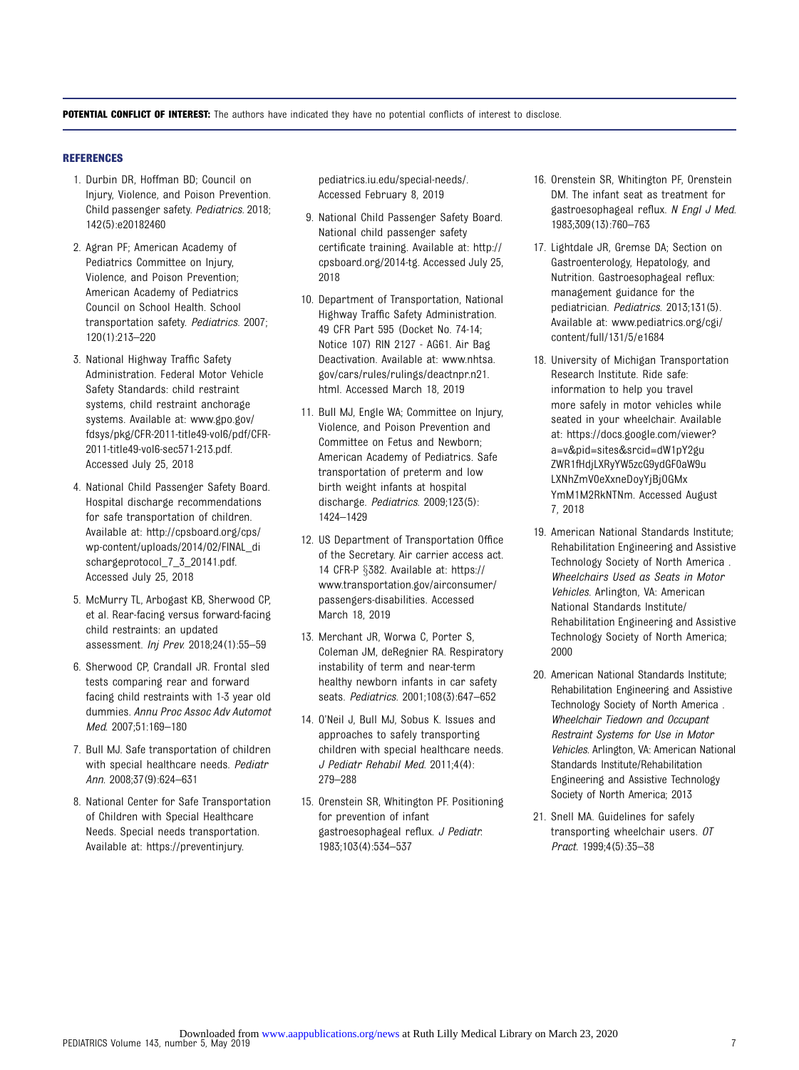**POTENTIAL CONFLICT OF INTEREST:** The authors have indicated they have no potential conflicts of interest to disclose.

## REFERENCES

1. Durbin DR, Hoffman BD; Council on Injury, Violence, and Poison Prevention. Child passenger safety. *Pediatrics.* 2018;142(5):e20182460
2. Agran PF; American Academy of Pediatrics Committee on Injury, Violence, and Poison Prevention; American Academy of Pediatrics Council on School Health. School transportation safety. *Pediatrics.* 2007;120(1):213–220
3. National Highway Traffic Safety Administration. Federal Motor Vehicle Safety Standards: child restraint systems, child restraint anchorage systems. Available at: www.gpo.gov/fdsys/pkg/CFR-2011-title49-vol6/pdf/CFR-2011-title49-vol6-sec571-213.pdf. Accessed July 25, 2018
4. National Child Passenger Safety Board. Hospital discharge recommendations for safe transportation of children. Available at: http://cpsboard.org/cps/wp-content/uploads/2014/02/FINAL_dischargeprotocol_7_3_20141.pdf. Accessed July 25, 2018
5. McMurry TL, Arbogast KB, Sherwood CP, et al. Rear-facing versus forward-facing child restraints: an updated assessment. *Inj Prev.* 2018;24(1):55–59
6. Sherwood CP, Crandall JR. Frontal sled tests comparing rear and forward facing child restraints with 1-3 year old dummies. *Annu Proc Assoc Adv Automot Med.* 2007;51:169–180
7. Bull MJ. Safe transportation of children with special healthcare needs. *Pediatr Ann.* 2008;37(9):624–631
8. National Center for Safe Transportation of Children with Special Healthcare Needs. Special needs transportation. Available at: https://preventinjury.pediatrics.iu.edu/special-needs/. Accessed February 8, 2019
9. National Child Passenger Safety Board. National child passenger safety certificate training. Available at: http://cpsboard.org/2014-tg. Accessed July 25, 2018
10. Department of Transportation, National Highway Traffic Safety Administration. 49 CFR Part 595 (Docket No. 74-14; Notice 107) RIN 2127 - AG61. Air Bag Deactivation. Available at: www.nhtsa.gov/cars/rules/rulings/deactnpr.n21.html. Accessed March 18, 2019
11. Bull MJ, Engle WA; Committee on Injury, Violence, and Poison Prevention and Committee on Fetus and Newborn; American Academy of Pediatrics. Safe transportation of preterm and low birth weight infants at hospital discharge. *Pediatrics.* 2009;123(5):1424–1429
12. US Department of Transportation Office of the Secretary. Air carrier access act. 14 CFR-P §382. Available at: https://www.transportation.gov/airconsumer/passengers-disabilities. Accessed March 18, 2019
13. Merchant JR, Worwa C, Porter S, Coleman JM, deRegnier RA. Respiratory instability of term and near-term healthy newborn infants in car safety seats. *Pediatrics.* 2001;108(3):647–652
14. O'Neil J, Bull MJ, Sobus K. Issues and approaches to safely transporting children with special healthcare needs. *J Pediatr Rehabil Med.* 2011;4(4):279–288
15. Orenstein SR, Whitington PF. Positioning for prevention of infant gastroesophageal reflux. *J Pediatr.* 1983;103(4):534–537
16. Orenstein SR, Whitington PF, Orenstein DM. The infant seat as treatment for gastroesophageal reflux. *N Engl J Med.* 1983;309(13):760–763
17. Lightdale JR, Gremse DA; Section on Gastroenterology, Hepatology, and Nutrition. Gastroesophageal reflux: management guidance for the pediatrician. *Pediatrics.* 2013;131(5). Available at: www.pediatrics.org/cgi/content/full/131/5/e1684
18. University of Michigan Transportation Research Institute. Ride safe: information to help you travel more safely in motor vehicles while seated in your wheelchair. Available at: https://docs.google.com/viewer?a=v&pid=sites&srcid=dW1pY2guZWR1fHdjLXRyYW5zcG9ydGF0aW9uLXNhZmV0eXxneDoyYjBjOGMxYmM1M2RkNTNm. Accessed August 7, 2018
19. American National Standards Institute; Rehabilitation Engineering and Assistive Technology Society of North America . *Wheelchairs Used as Seats in Motor Vehicles.* Arlington, VA: American National Standards Institute/Rehabilitation Engineering and Assistive Technology Society of North America; 2000
20. American National Standards Institute; Rehabilitation Engineering and Assistive Technology Society of North America . *Wheelchair Tiedown and Occupant Restraint Systems for Use in Motor Vehicles.* Arlington, VA: American National Standards Institute/Rehabilitation Engineering and Assistive Technology Society of North America; 2013
21. Snell MA. Guidelines for safely transporting wheelchair users. *OT Pract.* 1999;4(5):35–38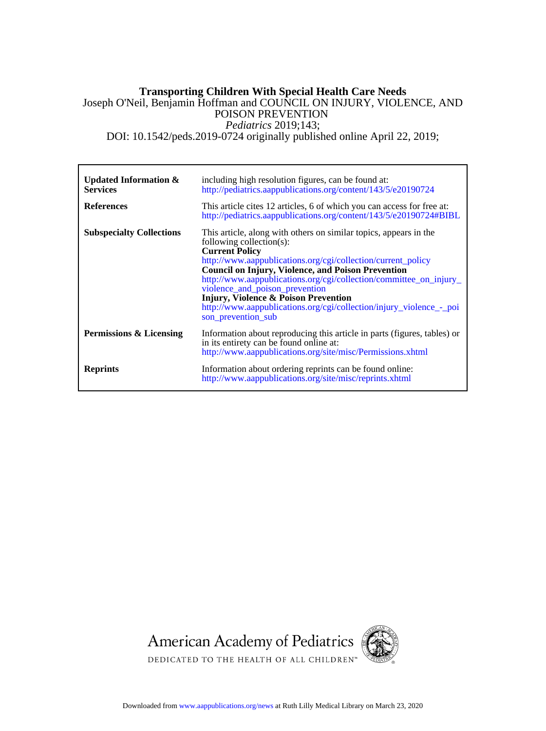**Transporting Children With Special Health Care Needs**

Joseph O'Neil, Benjamin Hoffman and COUNCIL ON INJURY, VIOLENCE, AND POISON PREVENTION

*Pediatrics* 2019;143;

DOI: 10.1542/peds.2019-0724 originally published online April 22, 2019;

| | |
|---|---|
| **Updated Information & Services** | including high resolution figures, can be found at: http://pediatrics.aappublications.org/content/143/5/e20190724 |
| **References** | This article cites 12 articles, 6 of which you can access for free at: http://pediatrics.aappublications.org/content/143/5/e20190724#BIBL |
| **Subspecialty Collections** | This article, along with others on similar topics, appears in the following collection(s): **Current Policy** http://www.aappublications.org/cgi/collection/current_policy **Council on Injury, Violence, and Poison Prevention** http://www.aappublications.org/cgi/collection/committee_on_injury_violence_and_poison_prevention **Injury, Violence & Poison Prevention** http://www.aappublications.org/cgi/collection/injury_violence_-_poison_prevention_sub |
| **Permissions & Licensing** | Information about reproducing this article in parts (figures, tables) or in its entirety can be found online at: http://www.aappublications.org/site/misc/Permissions.xhtml |
| **Reprints** | Information about ordering reprints can be found online: http://www.aappublications.org/site/misc/reprints.xhtml |

American Academy of Pediatrics

DEDICATED TO THE HEALTH OF ALL CHILDREN™

Downloaded from www.aappublications.org/news at Ruth Lilly Medical Library on March 23, 2020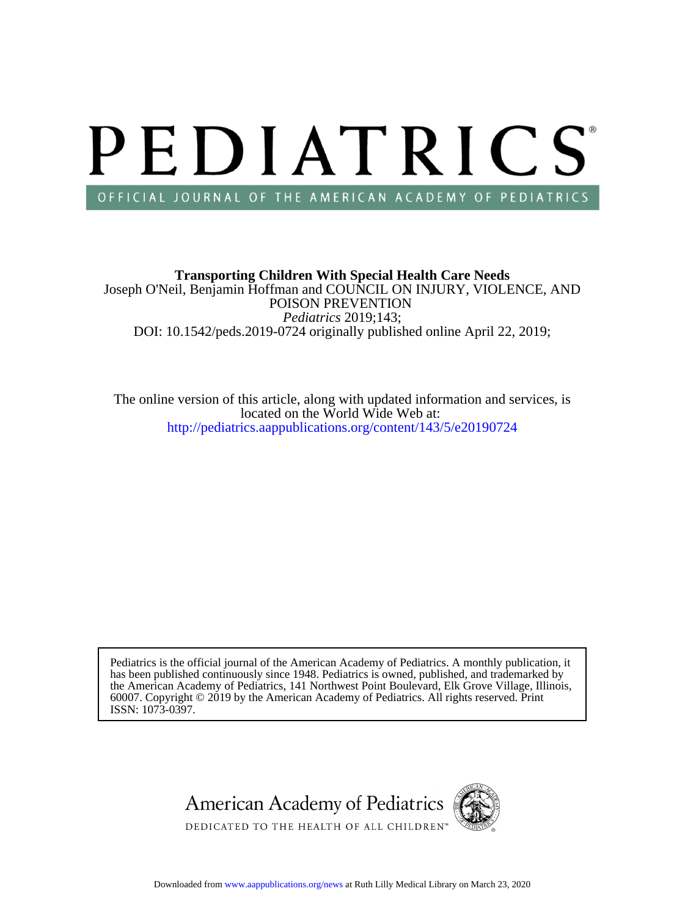# PEDIATRICS

OFFICIAL JOURNAL OF THE AMERICAN ACADEMY OF PEDIATRICS

**Transporting Children With Special Health Care Needs**

Joseph O'Neil, Benjamin Hoffman and COUNCIL ON INJURY, VIOLENCE, AND POISON PREVENTION

*Pediatrics* 2019;143;

DOI: 10.1542/peds.2019-0724 originally published online April 22, 2019;

The online version of this article, along with updated information and services, is located on the World Wide Web at:

http://pediatrics.aappublications.org/content/143/5/e20190724

Pediatrics is the official journal of the American Academy of Pediatrics. A monthly publication, it has been published continuously since 1948. Pediatrics is owned, published, and trademarked by the American Academy of Pediatrics, 141 Northwest Point Boulevard, Elk Grove Village, Illinois, 60007. Copyright © 2019 by the American Academy of Pediatrics. All rights reserved. Print ISSN: 1073-0397.

American Academy of Pediatrics

DEDICATED TO THE HEALTH OF ALL CHILDREN™

Downloaded from www.aappublications.org/news at Ruth Lilly Medical Library on March 23, 2020